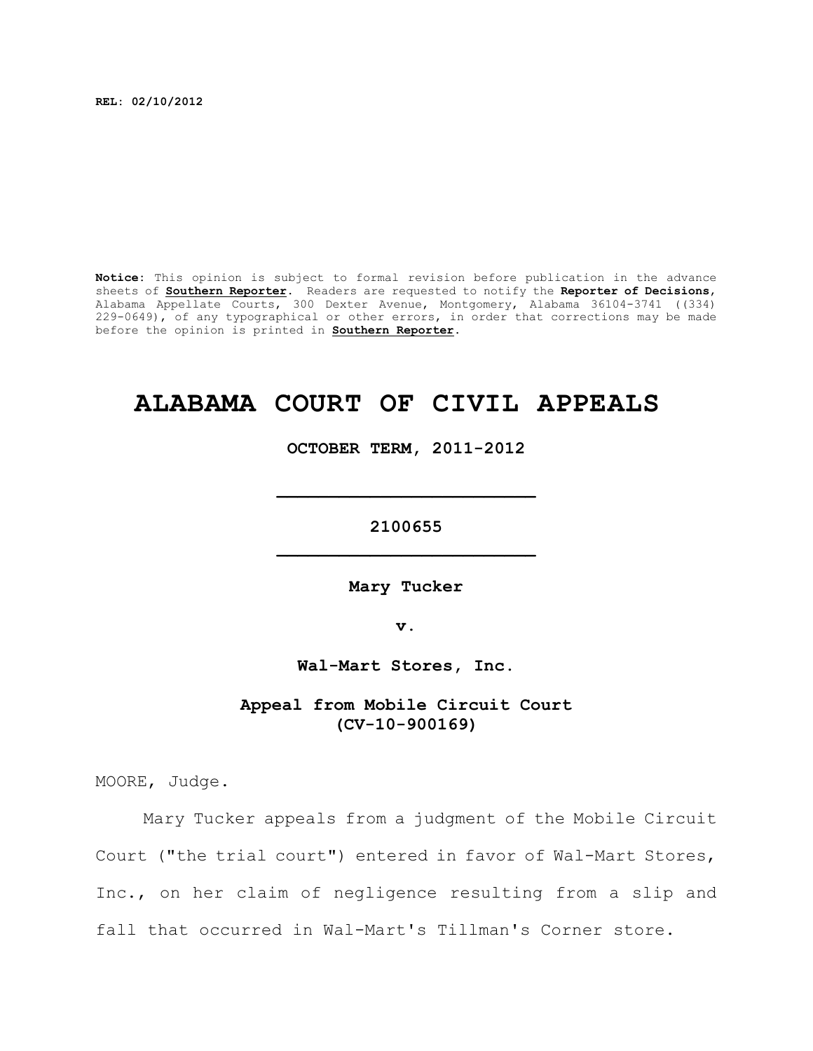**REL: 02/10/2012**

**Notice:** This opinion is subject to formal revision before publication in the advance sheets of **Southern Reporter**. Readers are requested to notify the **Reporter of Decisions**, Alabama Appellate Courts, 300 Dexter Avenue, Montgomery, Alabama 36104-3741 ((334) 229-0649), of any typographical or other errors, in order that corrections may be made before the opinion is printed in **Southern Reporter**.

# ALABAMA COURT OF CIVIL APPEALS

**OCTOBER TERM, 2011-2012**

---

**2100655**

---

**Mary Tucker**

**v.**

**Wal-Mart Stores, Inc.**

**Appeal from Mobile Circuit Court (CV-10-900169)**

MOORE, Judge.

Mary Tucker appeals from a judgment of the Mobile Circuit Court ("the trial court") entered in favor of Wal-Mart Stores, Inc., on her claim of negligence resulting from a slip and fall that occurred in Wal-Mart's Tillman's Corner store.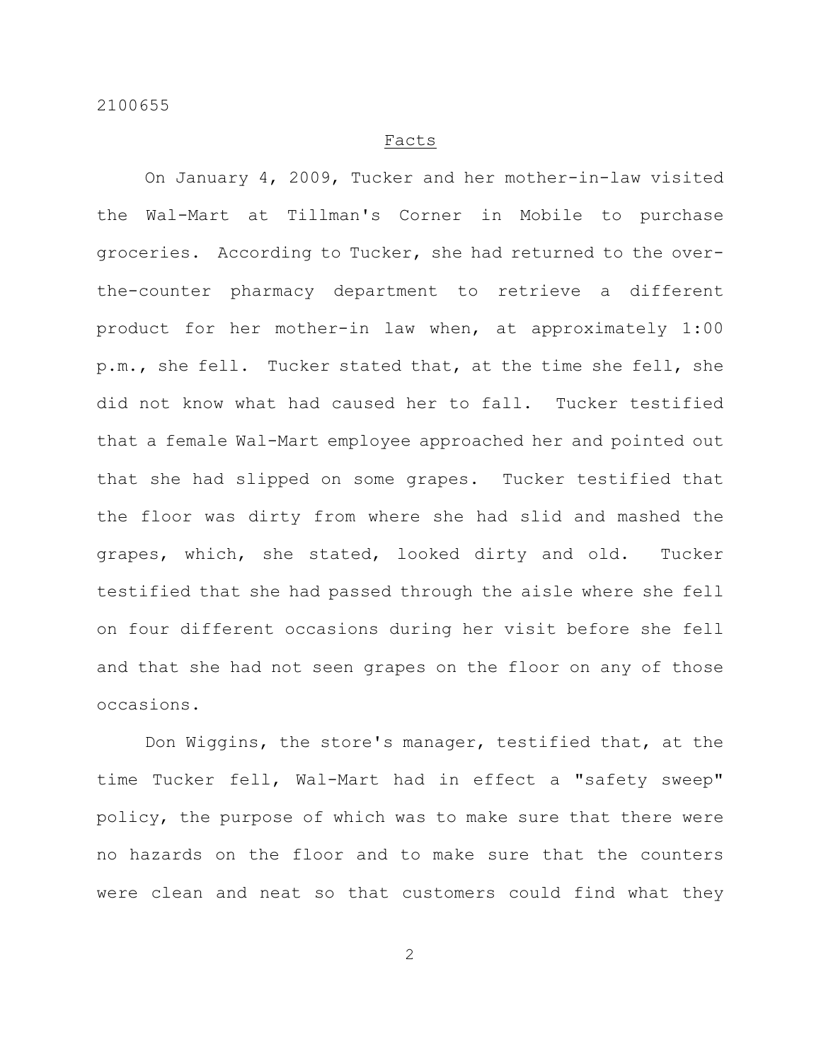## Facts

On January 4, 2009, Tucker and her mother-in-law visited the Wal-Mart at Tillman's Corner in Mobile to purchase groceries. According to Tucker, she had returned to the over-the-counter pharmacy department to retrieve a different product for her mother-in law when, at approximately 1:00 p.m., she fell. Tucker stated that, at the time she fell, she did not know what had caused her to fall. Tucker testified that a female Wal-Mart employee approached her and pointed out that she had slipped on some grapes. Tucker testified that the floor was dirty from where she had slid and mashed the grapes, which, she stated, looked dirty and old. Tucker testified that she had passed through the aisle where she fell on four different occasions during her visit before she fell and that she had not seen grapes on the floor on any of those occasions.

Don Wiggins, the store's manager, testified that, at the time Tucker fell, Wal-Mart had in effect a "safety sweep" policy, the purpose of which was to make sure that there were no hazards on the floor and to make sure that the counters were clean and neat so that customers could find what they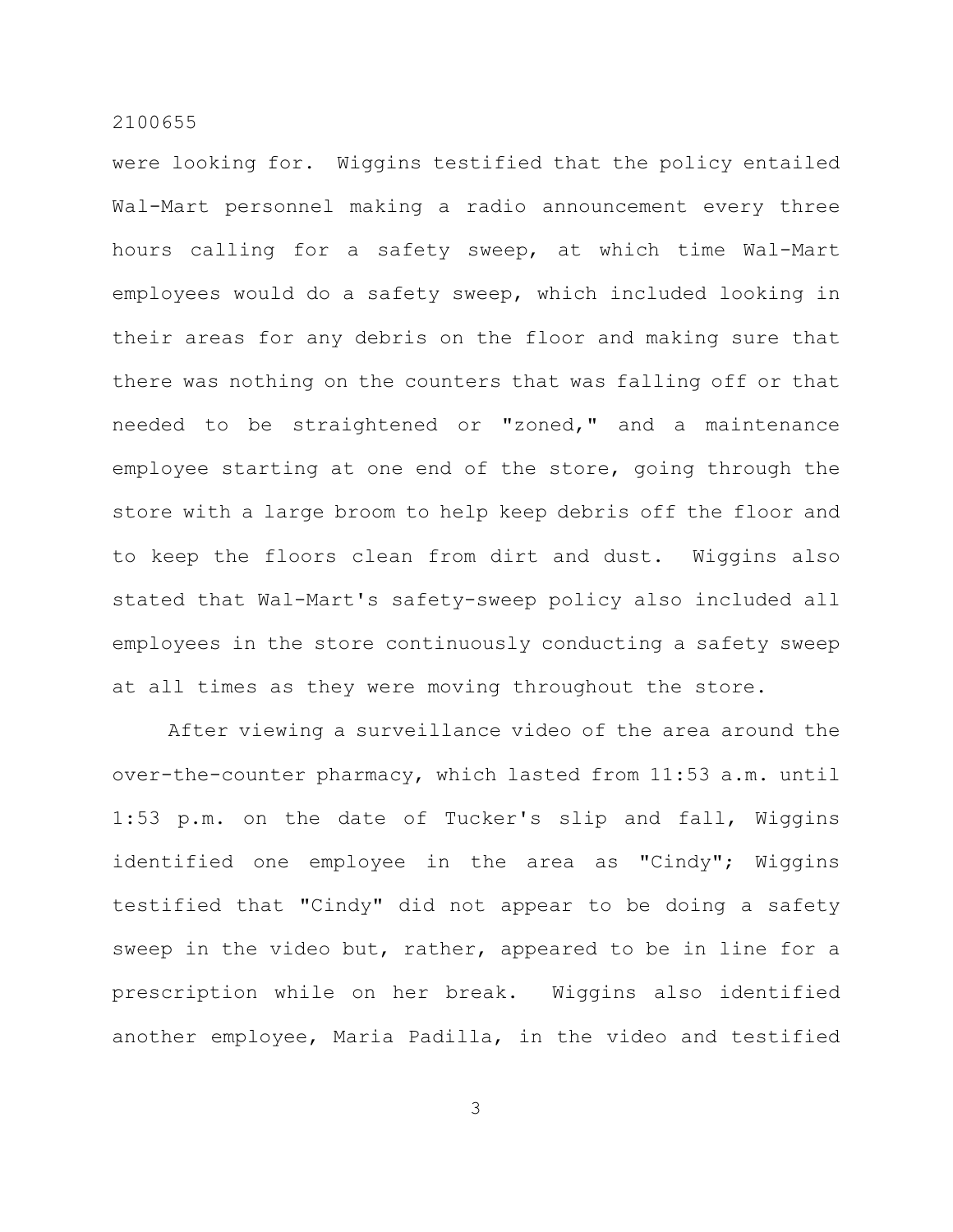were looking for. Wiggins testified that the policy entailed Wal-Mart personnel making a radio announcement every three hours calling for a safety sweep, at which time Wal-Mart employees would do a safety sweep, which included looking in their areas for any debris on the floor and making sure that there was nothing on the counters that was falling off or that needed to be straightened or "zoned," and a maintenance employee starting at one end of the store, going through the store with a large broom to help keep debris off the floor and to keep the floors clean from dirt and dust. Wiggins also stated that Wal-Mart's safety-sweep policy also included all employees in the store continuously conducting a safety sweep at all times as they were moving throughout the store.

After viewing a surveillance video of the area around the over-the-counter pharmacy, which lasted from 11:53 a.m. until 1:53 p.m. on the date of Tucker's slip and fall, Wiggins identified one employee in the area as "Cindy"; Wiggins testified that "Cindy" did not appear to be doing a safety sweep in the video but, rather, appeared to be in line for a prescription while on her break. Wiggins also identified another employee, Maria Padilla, in the video and testified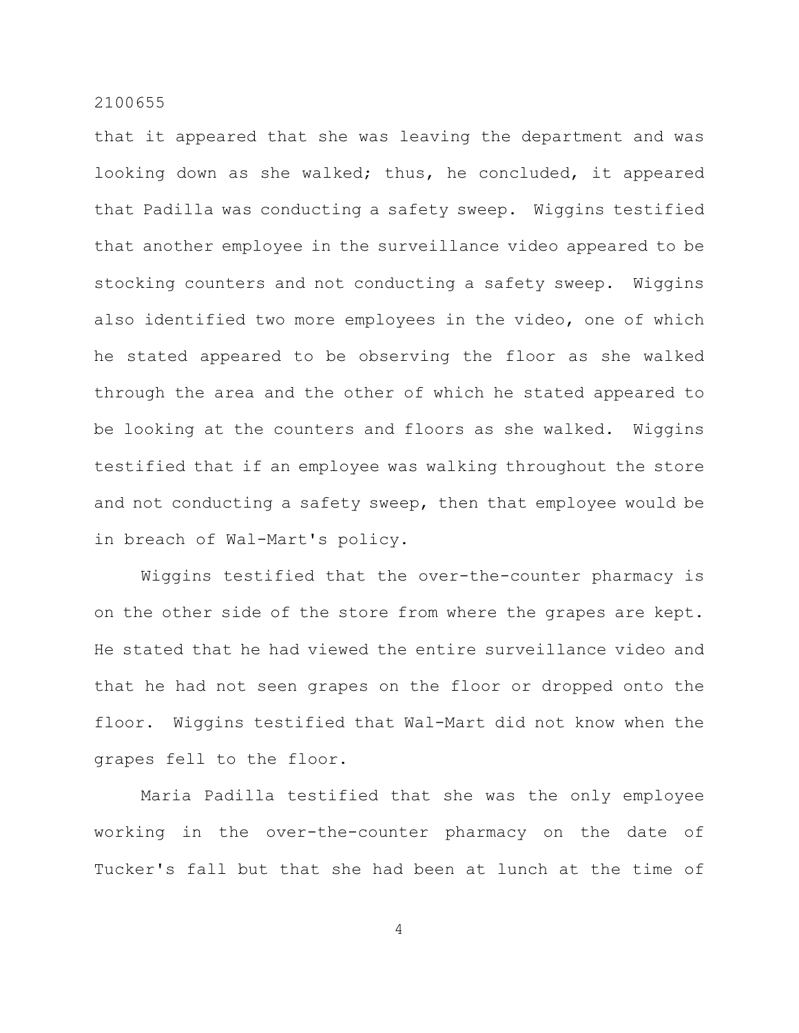that it appeared that she was leaving the department and was looking down as she walked; thus, he concluded, it appeared that Padilla was conducting a safety sweep. Wiggins testified that another employee in the surveillance video appeared to be stocking counters and not conducting a safety sweep. Wiggins also identified two more employees in the video, one of which he stated appeared to be observing the floor as she walked through the area and the other of which he stated appeared to be looking at the counters and floors as she walked. Wiggins testified that if an employee was walking throughout the store and not conducting a safety sweep, then that employee would be in breach of Wal-Mart's policy.

Wiggins testified that the over-the-counter pharmacy is on the other side of the store from where the grapes are kept. He stated that he had viewed the entire surveillance video and that he had not seen grapes on the floor or dropped onto the floor. Wiggins testified that Wal-Mart did not know when the grapes fell to the floor.

Maria Padilla testified that she was the only employee working in the over-the-counter pharmacy on the date of Tucker's fall but that she had been at lunch at the time of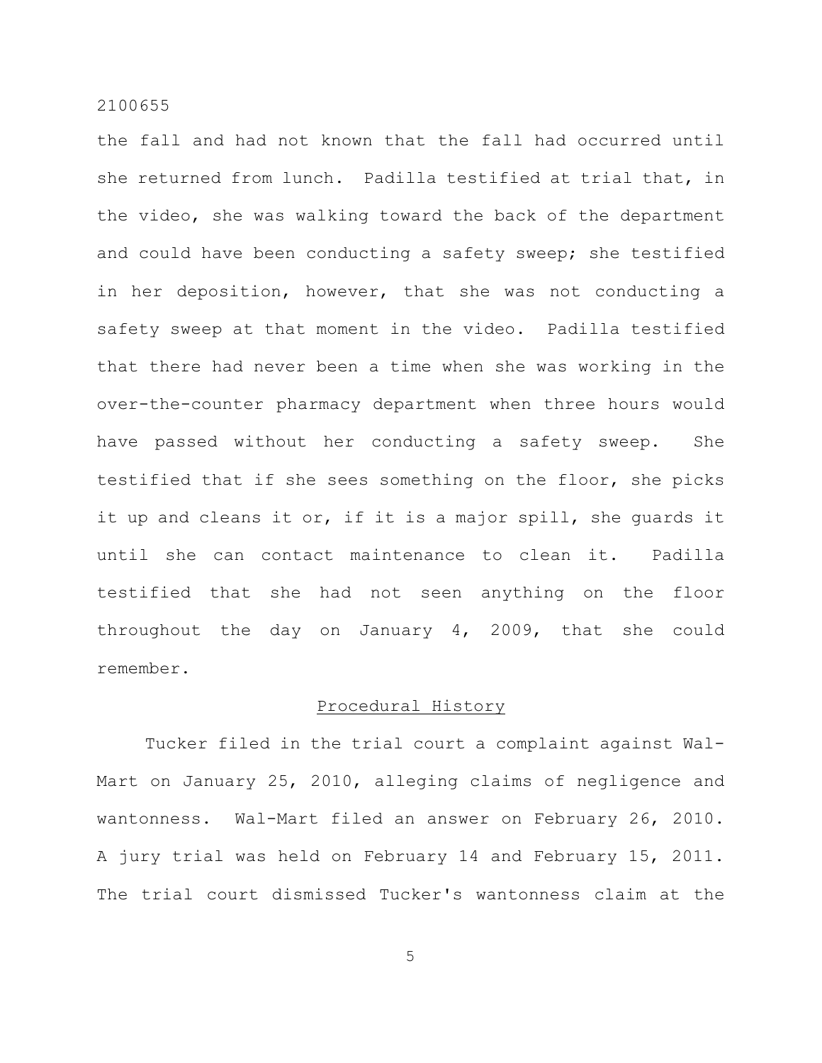the fall and had not known that the fall had occurred until she returned from lunch. Padilla testified at trial that, in the video, she was walking toward the back of the department and could have been conducting a safety sweep; she testified in her deposition, however, that she was not conducting a safety sweep at that moment in the video. Padilla testified that there had never been a time when she was working in the over-the-counter pharmacy department when three hours would have passed without her conducting a safety sweep. She testified that if she sees something on the floor, she picks it up and cleans it or, if it is a major spill, she guards it until she can contact maintenance to clean it. Padilla testified that she had not seen anything on the floor throughout the day on January 4, 2009, that she could remember.

## Procedural History

Tucker filed in the trial court a complaint against Wal-Mart on January 25, 2010, alleging claims of negligence and wantonness. Wal-Mart filed an answer on February 26, 2010. A jury trial was held on February 14 and February 15, 2011. The trial court dismissed Tucker's wantonness claim at the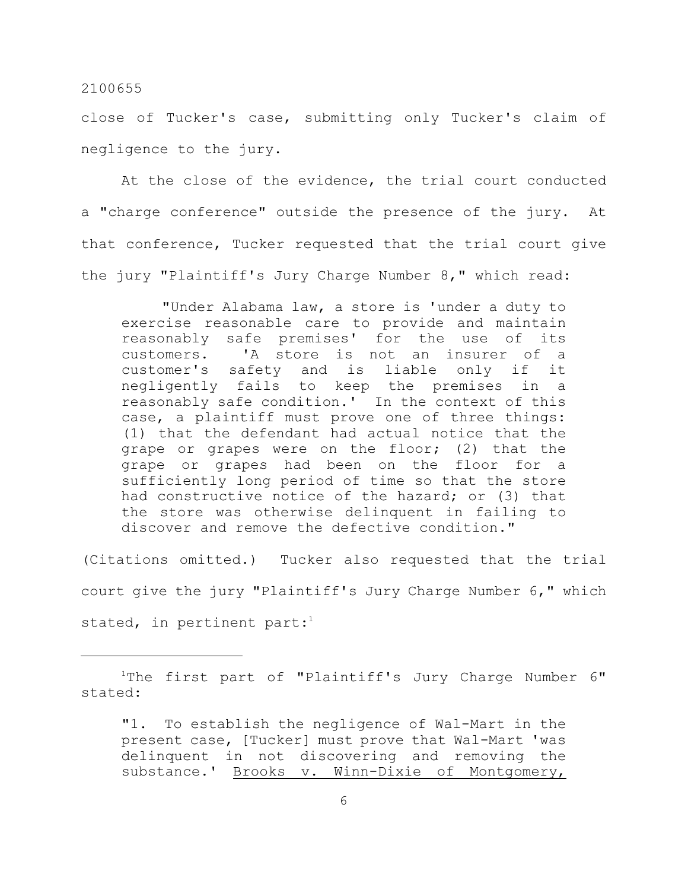close of Tucker's case, submitting only Tucker's claim of negligence to the jury.

At the close of the evidence, the trial court conducted a "charge conference" outside the presence of the jury. At that conference, Tucker requested that the trial court give the jury "Plaintiff's Jury Charge Number 8," which read:

> "Under Alabama law, a store is 'under a duty to exercise reasonable care to provide and maintain reasonably safe premises' for the use of its customers. 'A store is not an insurer of a customer's safety and is liable only if it negligently fails to keep the premises in a reasonably safe condition.' In the context of this case, a plaintiff must prove one of three things: (1) that the defendant had actual notice that the grape or grapes were on the floor; (2) that the grape or grapes had been on the floor for a sufficiently long period of time so that the store had constructive notice of the hazard; or (3) that the store was otherwise delinquent in failing to discover and remove the defective condition."

(Citations omitted.) Tucker also requested that the trial court give the jury "Plaintiff's Jury Charge Number 6," which stated, in pertinent part:[1]

---

[1]The first part of "Plaintiff's Jury Charge Number 6" stated:

> "1. To establish the negligence of Wal-Mart in the present case, [Tucker] must prove that Wal-Mart 'was delinquent in not discovering and removing the substance.' Brooks v. Winn-Dixie of Montgomery,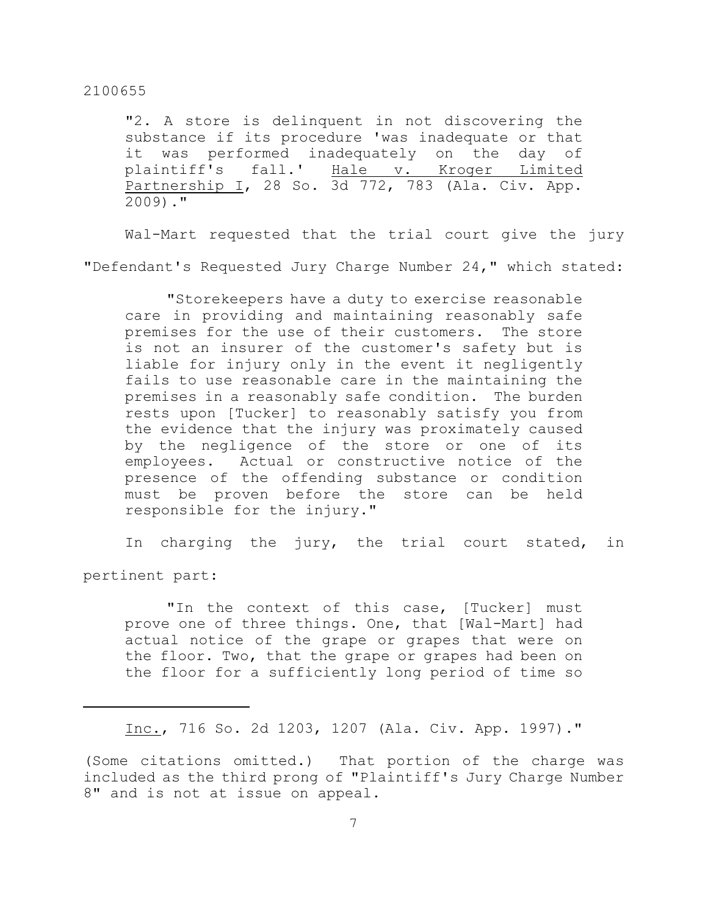> "2. A store is delinquent in not discovering the substance if its procedure 'was inadequate or that it was performed inadequately on the day of plaintiff's fall.' Hale v. Kroger Limited Partnership I, 28 So. 3d 772, 783 (Ala. Civ. App. 2009)."

Wal-Mart requested that the trial court give the jury "Defendant's Requested Jury Charge Number 24," which stated:

> "Storekeepers have a duty to exercise reasonable care in providing and maintaining reasonably safe premises for the use of their customers. The store is not an insurer of the customer's safety but is liable for injury only in the event it negligently fails to use reasonable care in the maintaining the premises in a reasonably safe condition. The burden rests upon [Tucker] to reasonably satisfy you from the evidence that the injury was proximately caused by the negligence of the store or one of its employees. Actual or constructive notice of the presence of the offending substance or condition must be proven before the store can be held responsible for the injury."

In charging the jury, the trial court stated, in pertinent part:

> "In the context of this case, [Tucker] must prove one of three things. One, that [Wal-Mart] had actual notice of the grape or grapes that were on the floor. Two, that the grape or grapes had been on the floor for a sufficiently long period of time so

---

Inc., 716 So. 2d 1203, 1207 (Ala. Civ. App. 1997)."

(Some citations omitted.) That portion of the charge was included as the third prong of "Plaintiff's Jury Charge Number 8" and is not at issue on appeal.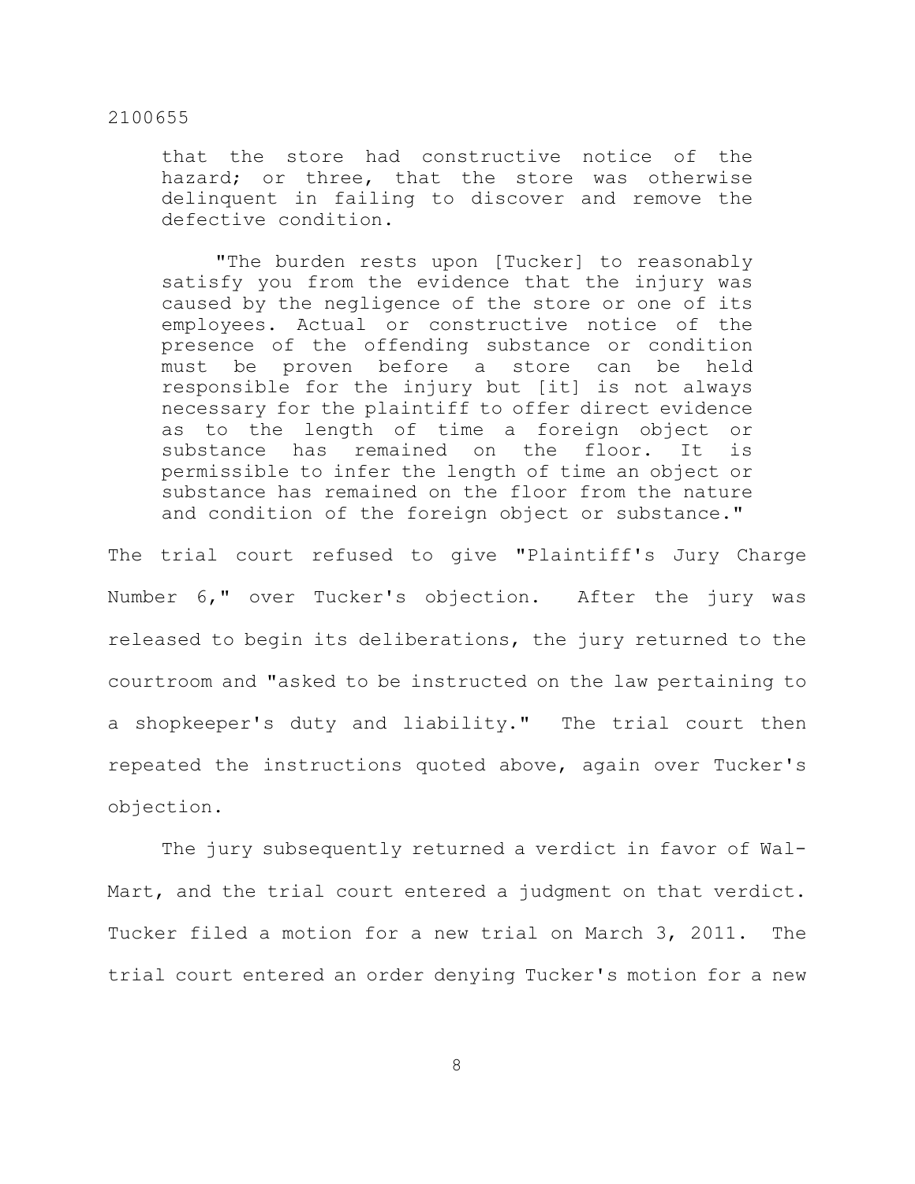that the store had constructive notice of the hazard; or three, that the store was otherwise delinquent in failing to discover and remove the defective condition.

> "The burden rests upon [Tucker] to reasonably satisfy you from the evidence that the injury was caused by the negligence of the store or one of its employees. Actual or constructive notice of the presence of the offending substance or condition must be proven before a store can be held responsible for the injury but [it] is not always necessary for the plaintiff to offer direct evidence as to the length of time a foreign object or substance has remained on the floor. It is permissible to infer the length of time an object or substance has remained on the floor from the nature and condition of the foreign object or substance."

The trial court refused to give "Plaintiff's Jury Charge Number 6," over Tucker's objection. After the jury was released to begin its deliberations, the jury returned to the courtroom and "asked to be instructed on the law pertaining to a shopkeeper's duty and liability." The trial court then repeated the instructions quoted above, again over Tucker's objection.

The jury subsequently returned a verdict in favor of Wal-Mart, and the trial court entered a judgment on that verdict. Tucker filed a motion for a new trial on March 3, 2011. The trial court entered an order denying Tucker's motion for a new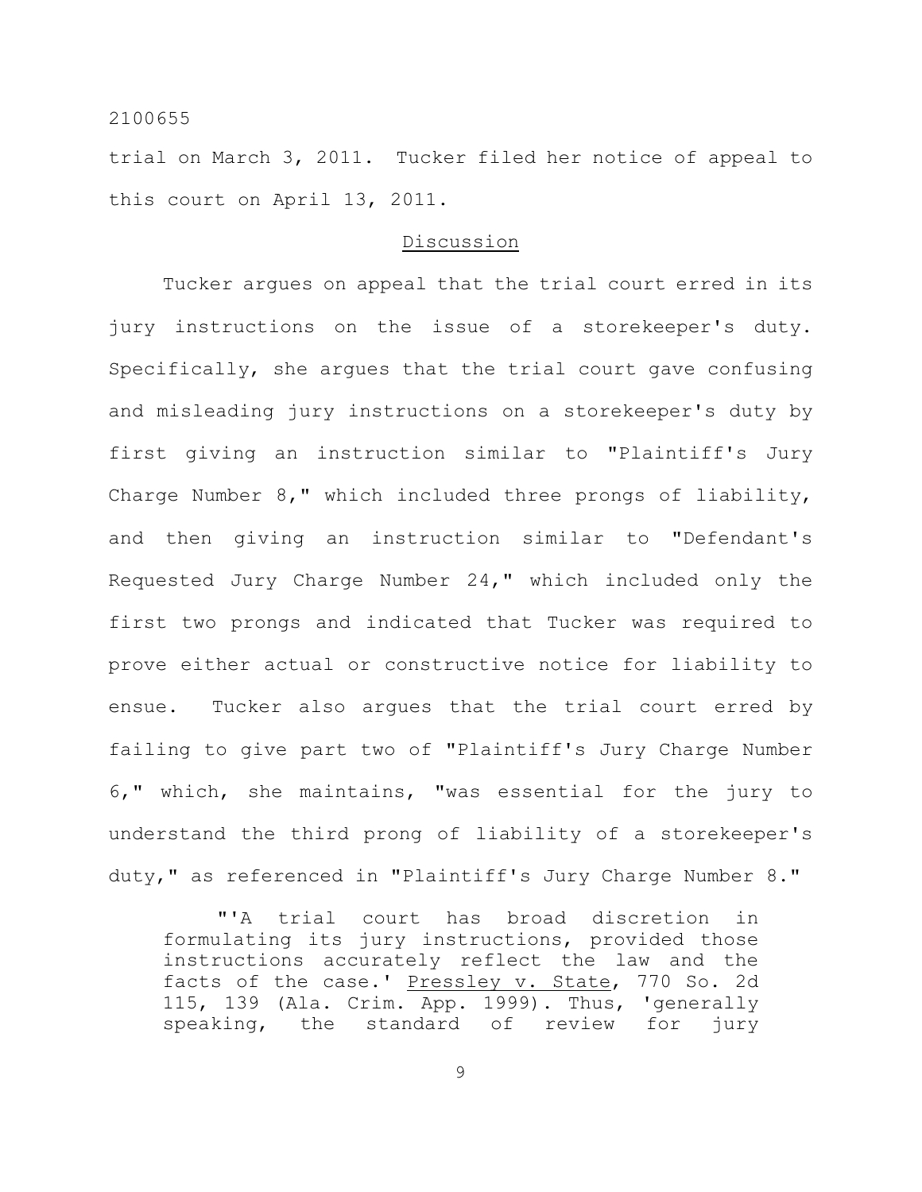trial on March 3, 2011. Tucker filed her notice of appeal to this court on April 13, 2011.

## Discussion

Tucker argues on appeal that the trial court erred in its jury instructions on the issue of a storekeeper's duty. Specifically, she argues that the trial court gave confusing and misleading jury instructions on a storekeeper's duty by first giving an instruction similar to "Plaintiff's Jury Charge Number 8," which included three prongs of liability, and then giving an instruction similar to "Defendant's Requested Jury Charge Number 24," which included only the first two prongs and indicated that Tucker was required to prove either actual or constructive notice for liability to ensue. Tucker also argues that the trial court erred by failing to give part two of "Plaintiff's Jury Charge Number 6," which, she maintains, "was essential for the jury to understand the third prong of liability of a storekeeper's duty," as referenced in "Plaintiff's Jury Charge Number 8."

> "'A trial court has broad discretion in formulating its jury instructions, provided those instructions accurately reflect the law and the facts of the case.' Pressley v. State, 770 So. 2d 115, 139 (Ala. Crim. App. 1999). Thus, 'generally speaking, the standard of review for jury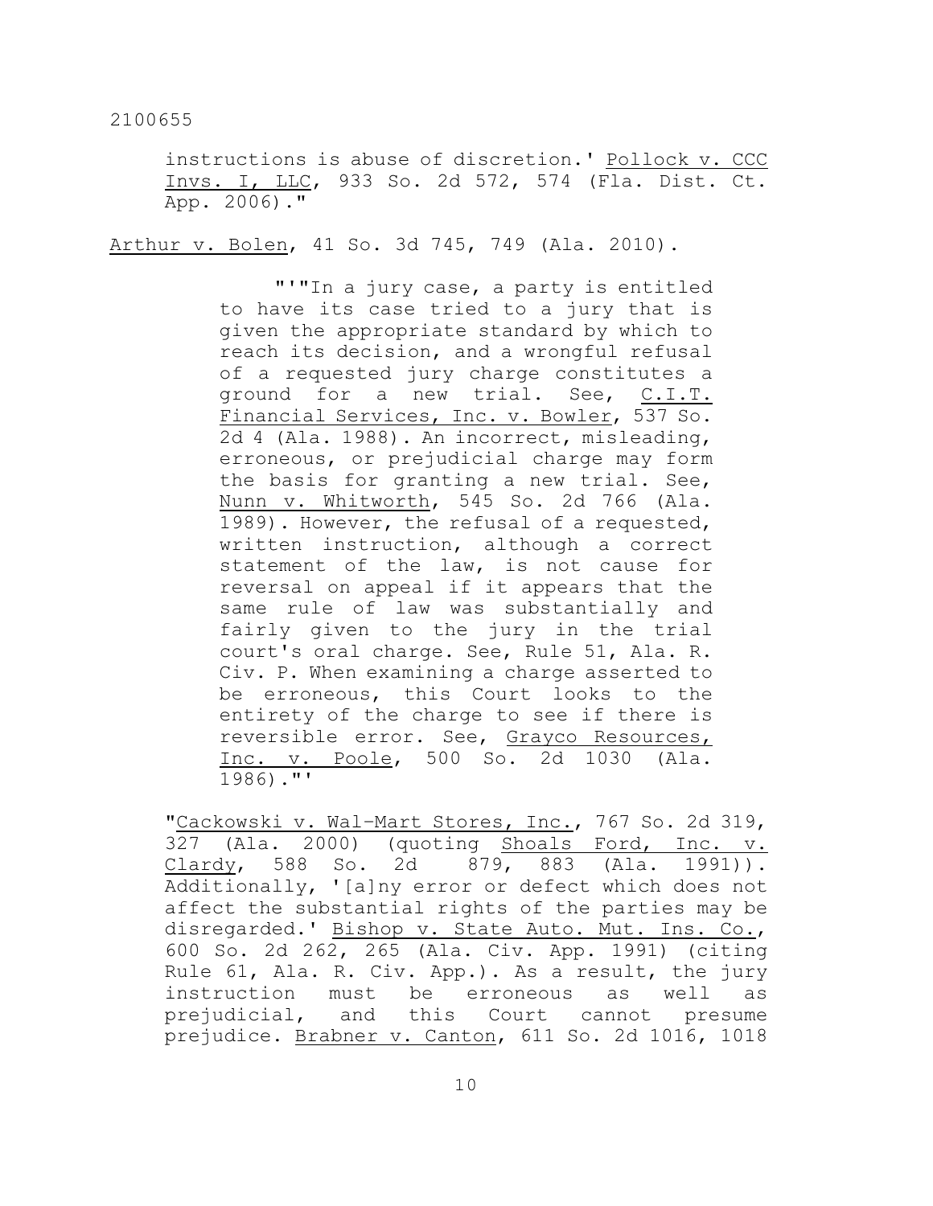instructions is abuse of discretion.' Pollock v. CCC Invs. I, LLC, 933 So. 2d 572, 574 (Fla. Dist. Ct. App. 2006)."

Arthur v. Bolen, 41 So. 3d 745, 749 (Ala. 2010).

> "'"In a jury case, a party is entitled to have its case tried to a jury that is given the appropriate standard by which to reach its decision, and a wrongful refusal of a requested jury charge constitutes a ground for a new trial. See, C.I.T. Financial Services, Inc. v. Bowler, 537 So. 2d 4 (Ala. 1988). An incorrect, misleading, erroneous, or prejudicial charge may form the basis for granting a new trial. See, Nunn v. Whitworth, 545 So. 2d 766 (Ala. 1989). However, the refusal of a requested, written instruction, although a correct statement of the law, is not cause for reversal on appeal if it appears that the same rule of law was substantially and fairly given to the jury in the trial court's oral charge. See, Rule 51, Ala. R. Civ. P. When examining a charge asserted to be erroneous, this Court looks to the entirety of the charge to see if there is reversible error. See, Grayco Resources, Inc. v. Poole, 500 So. 2d 1030 (Ala. 1986)."'

"Cackowski v. Wal-Mart Stores, Inc., 767 So. 2d 319, 327 (Ala. 2000) (quoting Shoals Ford, Inc. v. Clardy, 588 So. 2d 879, 883 (Ala. 1991)). Additionally, '[a]ny error or defect which does not affect the substantial rights of the parties may be disregarded.' Bishop v. State Auto. Mut. Ins. Co., 600 So. 2d 262, 265 (Ala. Civ. App. 1991) (citing Rule 61, Ala. R. Civ. App.). As a result, the jury instruction must be erroneous as well as prejudicial, and this Court cannot presume prejudice. Brabner v. Canton, 611 So. 2d 1016, 1018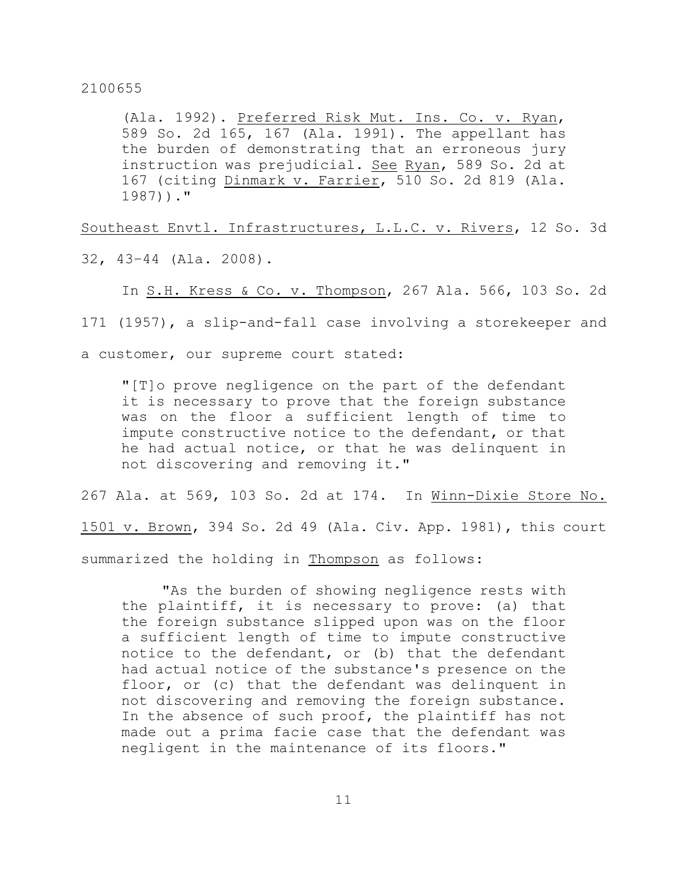(Ala. 1992). Preferred Risk Mut. Ins. Co. v. Ryan, 589 So. 2d 165, 167 (Ala. 1991). The appellant has the burden of demonstrating that an erroneous jury instruction was prejudicial. See Ryan, 589 So. 2d at 167 (citing Dinmark v. Farrier, 510 So. 2d 819 (Ala. 1987))."

Southeast Envtl. Infrastructures, L.L.C. v. Rivers, 12 So. 3d 32, 43–44 (Ala. 2008).

In S.H. Kress & Co. v. Thompson, 267 Ala. 566, 103 So. 2d 171 (1957), a slip-and-fall case involving a storekeeper and a customer, our supreme court stated:

> "[T]o prove negligence on the part of the defendant it is necessary to prove that the foreign substance was on the floor a sufficient length of time to impute constructive notice to the defendant, or that he had actual notice, or that he was delinquent in not discovering and removing it."

267 Ala. at 569, 103 So. 2d at 174. In Winn-Dixie Store No. 1501 v. Brown, 394 So. 2d 49 (Ala. Civ. App. 1981), this court summarized the holding in Thompson as follows:

> "As the burden of showing negligence rests with the plaintiff, it is necessary to prove: (a) that the foreign substance slipped upon was on the floor a sufficient length of time to impute constructive notice to the defendant, or (b) that the defendant had actual notice of the substance's presence on the floor, or (c) that the defendant was delinquent in not discovering and removing the foreign substance. In the absence of such proof, the plaintiff has not made out a prima facie case that the defendant was negligent in the maintenance of its floors."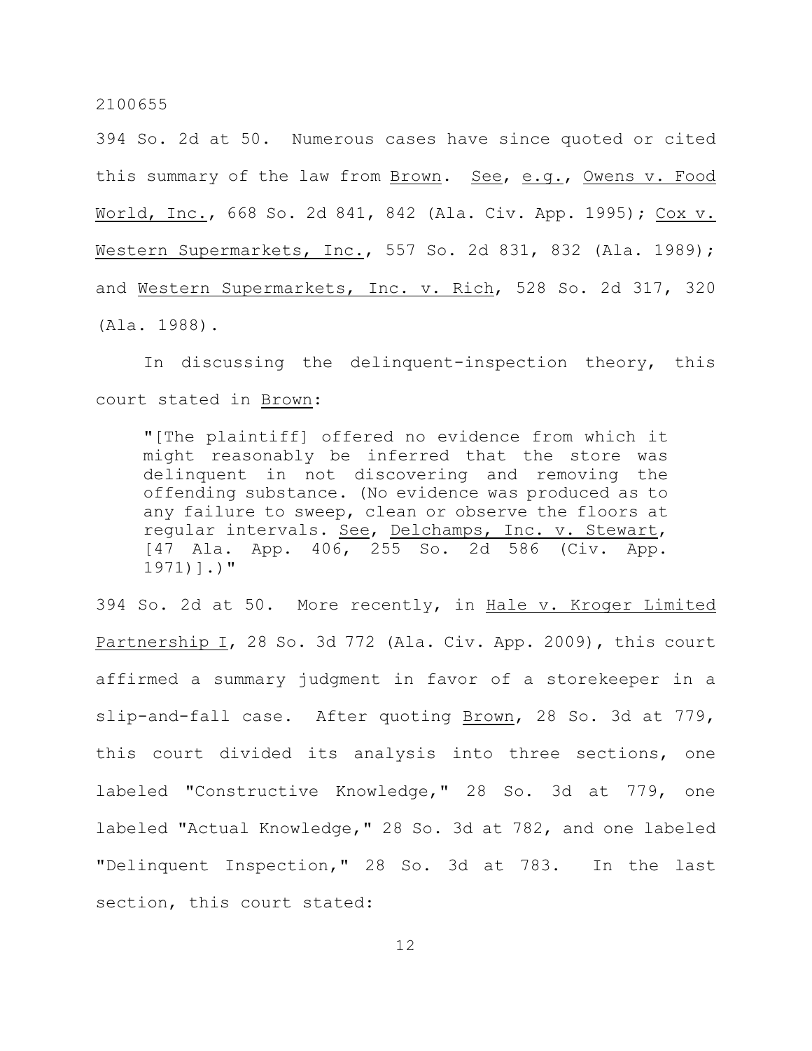394 So. 2d at 50. Numerous cases have since quoted or cited this summary of the law from Brown. See, e.g., Owens v. Food World, Inc., 668 So. 2d 841, 842 (Ala. Civ. App. 1995); Cox v. Western Supermarkets, Inc., 557 So. 2d 831, 832 (Ala. 1989); and Western Supermarkets, Inc. v. Rich, 528 So. 2d 317, 320 (Ala. 1988).

In discussing the delinquent-inspection theory, this court stated in Brown:

> "[The plaintiff] offered no evidence from which it might reasonably be inferred that the store was delinquent in not discovering and removing the offending substance. (No evidence was produced as to any failure to sweep, clean or observe the floors at regular intervals. See, Delchamps, Inc. v. Stewart, [47 Ala. App. 406, 255 So. 2d 586 (Civ. App. 1971)].)"

394 So. 2d at 50. More recently, in Hale v. Kroger Limited Partnership I, 28 So. 3d 772 (Ala. Civ. App. 2009), this court affirmed a summary judgment in favor of a storekeeper in a slip-and-fall case. After quoting Brown, 28 So. 3d at 779, this court divided its analysis into three sections, one labeled "Constructive Knowledge," 28 So. 3d at 779, one labeled "Actual Knowledge," 28 So. 3d at 782, and one labeled "Delinquent Inspection," 28 So. 3d at 783. In the last section, this court stated: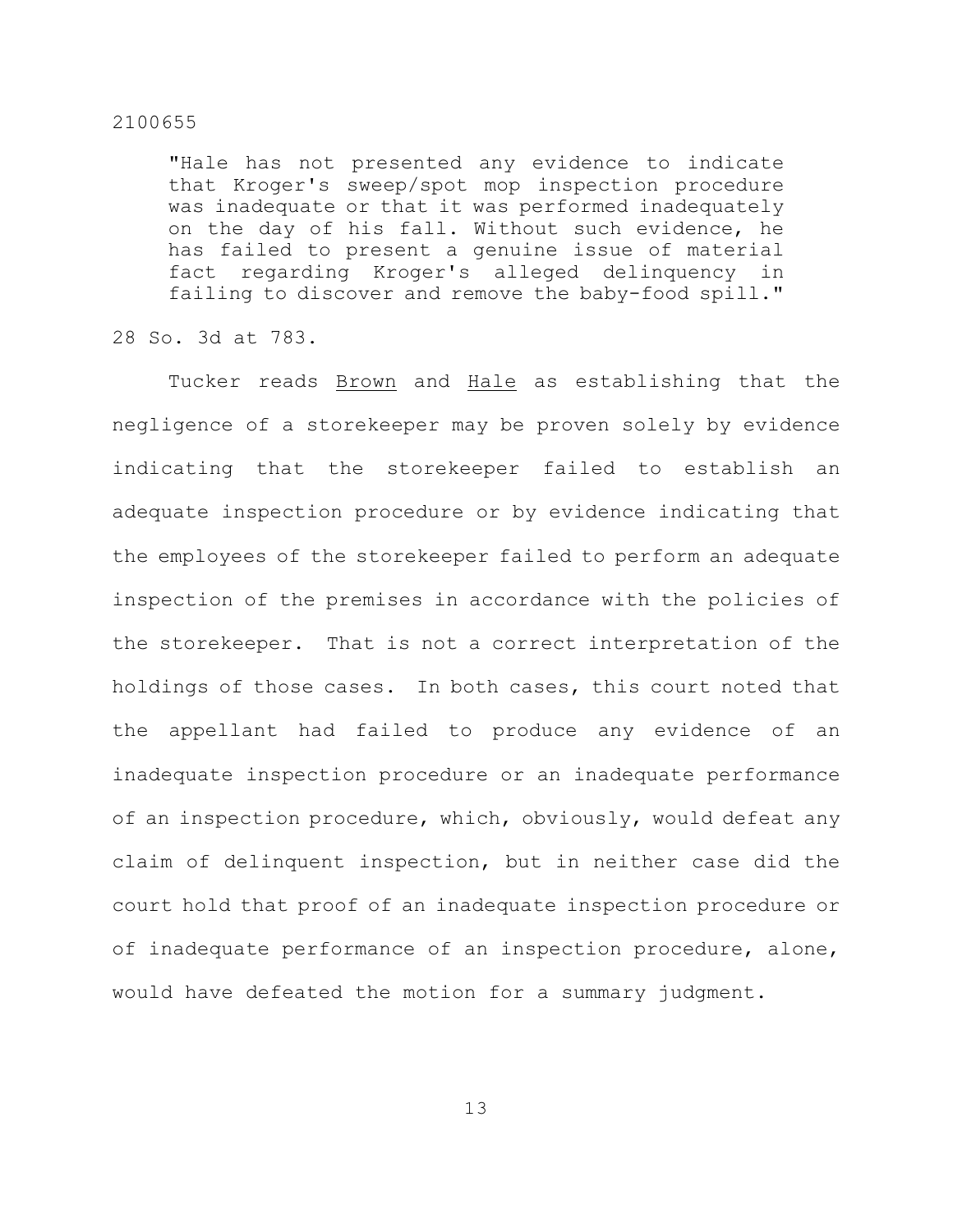> "Hale has not presented any evidence to indicate that Kroger's sweep/spot mop inspection procedure was inadequate or that it was performed inadequately on the day of his fall. Without such evidence, he has failed to present a genuine issue of material fact regarding Kroger's alleged delinquency in failing to discover and remove the baby-food spill."

28 So. 3d at 783.

Tucker reads Brown and Hale as establishing that the negligence of a storekeeper may be proven solely by evidence indicating that the storekeeper failed to establish an adequate inspection procedure or by evidence indicating that the employees of the storekeeper failed to perform an adequate inspection of the premises in accordance with the policies of the storekeeper. That is not a correct interpretation of the holdings of those cases. In both cases, this court noted that the appellant had failed to produce any evidence of an inadequate inspection procedure or an inadequate performance of an inspection procedure, which, obviously, would defeat any claim of delinquent inspection, but in neither case did the court hold that proof of an inadequate inspection procedure or of inadequate performance of an inspection procedure, alone, would have defeated the motion for a summary judgment.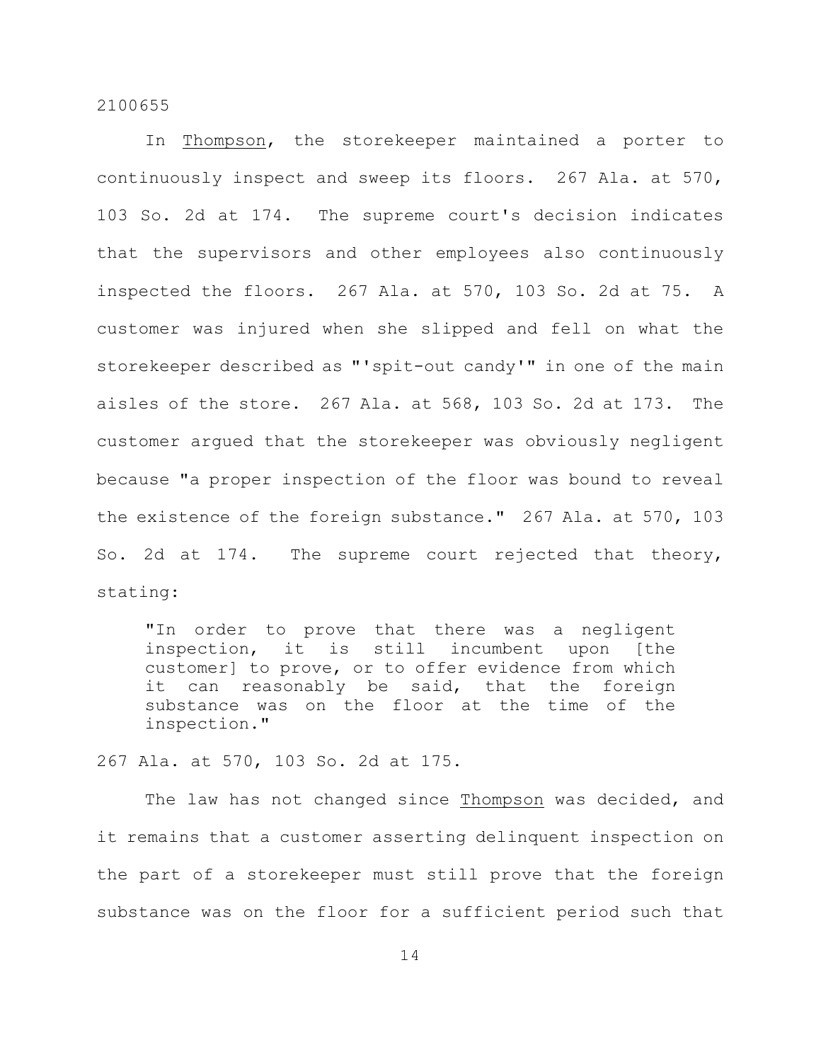In Thompson, the storekeeper maintained a porter to continuously inspect and sweep its floors. 267 Ala. at 570, 103 So. 2d at 174. The supreme court's decision indicates that the supervisors and other employees also continuously inspected the floors. 267 Ala. at 570, 103 So. 2d at 75. A customer was injured when she slipped and fell on what the storekeeper described as "'spit-out candy'" in one of the main aisles of the store. 267 Ala. at 568, 103 So. 2d at 173. The customer argued that the storekeeper was obviously negligent because "a proper inspection of the floor was bound to reveal the existence of the foreign substance." 267 Ala. at 570, 103 So. 2d at 174. The supreme court rejected that theory, stating:

> "In order to prove that there was a negligent inspection, it is still incumbent upon [the customer] to prove, or to offer evidence from which it can reasonably be said, that the foreign substance was on the floor at the time of the inspection."

267 Ala. at 570, 103 So. 2d at 175.

The law has not changed since Thompson was decided, and it remains that a customer asserting delinquent inspection on the part of a storekeeper must still prove that the foreign substance was on the floor for a sufficient period such that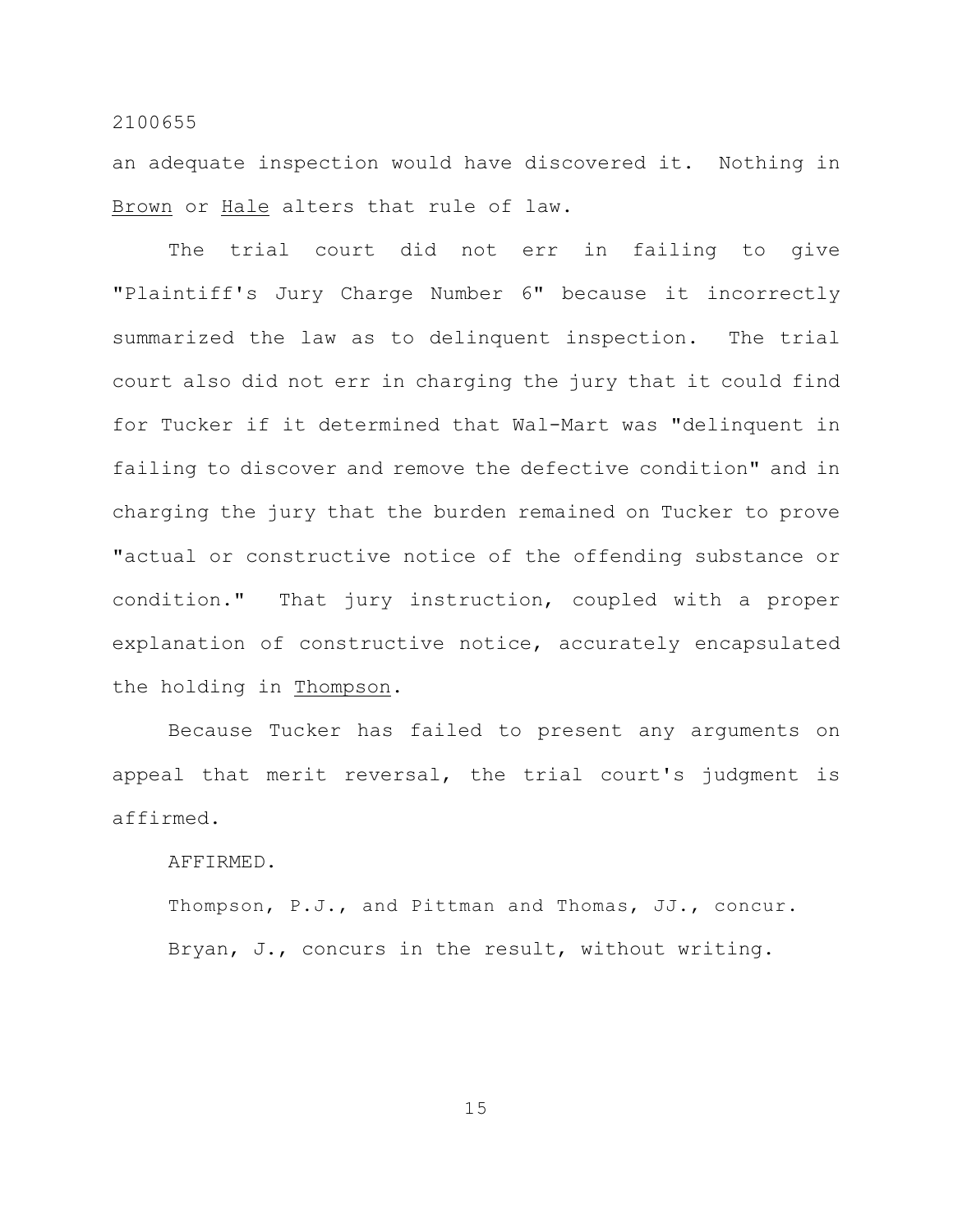an adequate inspection would have discovered it. Nothing in _Brown_ or _Hale_ alters that rule of law.

The trial court did not err in failing to give "Plaintiff's Jury Charge Number 6" because it incorrectly summarized the law as to delinquent inspection. The trial court also did not err in charging the jury that it could find for Tucker if it determined that Wal-Mart was "delinquent in failing to discover and remove the defective condition" and in charging the jury that the burden remained on Tucker to prove "actual or constructive notice of the offending substance or condition." That jury instruction, coupled with a proper explanation of constructive notice, accurately encapsulated the holding in _Thompson_.

Because Tucker has failed to present any arguments on appeal that merit reversal, the trial court's judgment is affirmed.

AFFIRMED.

Thompson, P.J., and Pittman and Thomas, JJ., concur.

Bryan, J., concurs in the result, without writing.